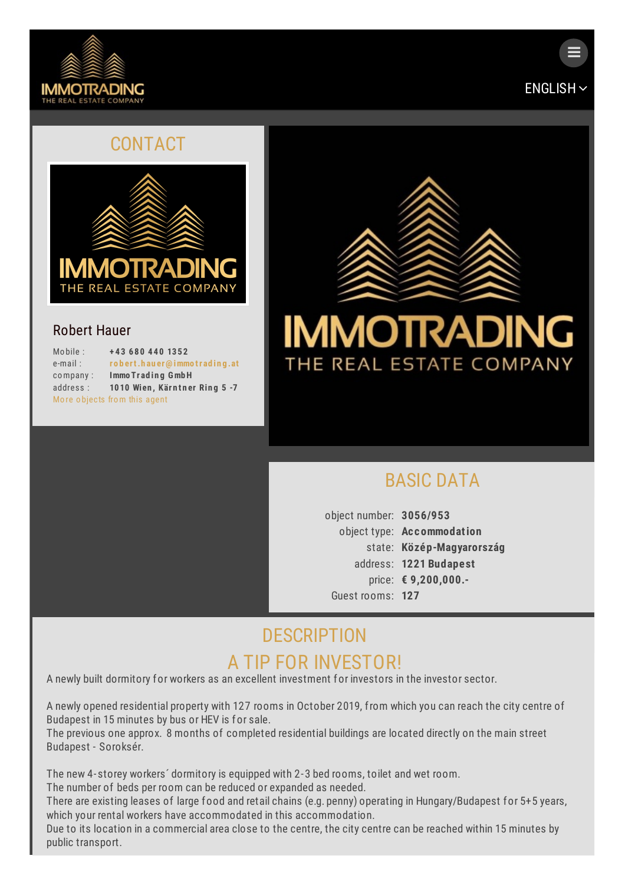## CONTACT

Robert Hauer

Mobile : **+43 680 440 1352**
e-mail : **robert.hauer@immotrading.at**
company : **ImmoTrading GmbH**
address : **1010 Wien, Kärntner Ring 5 -7**
More objects from this agent

## BASIC DATA

| | |
|---|---|
| object number: | **3056/953** |
| object type: | **Accommodation** |
| state: | **Közép-Magyarország** |
| address: | **1221 Budapest** |
| price: | **€ 9,200,000.-** |
| Guest rooms: | **127** |

## DESCRIPTION

## A TIP FOR INVESTOR!

A newly built dormitory for workers as an excellent investment for investors in the investor sector.

A newly opened residential property with 127 rooms in October 2019, from which you can reach the city centre of Budapest in 15 minutes by bus or HEV is for sale.
The previous one approx. 8 months of completed residential buildings are located directly on the main street Budapest - Soroksér.

The new 4-storey workers´ dormitory is equipped with 2-3 bed rooms, toilet and wet room.
The number of beds per room can be reduced or expanded as needed.
There are existing leases of large food and retail chains (e.g. penny) operating in Hungary/Budapest for 5+5 years, which your rental workers have accommodated in this accommodation.
Due to its location in a commercial area close to the centre, the city centre can be reached within 15 minutes by public transport.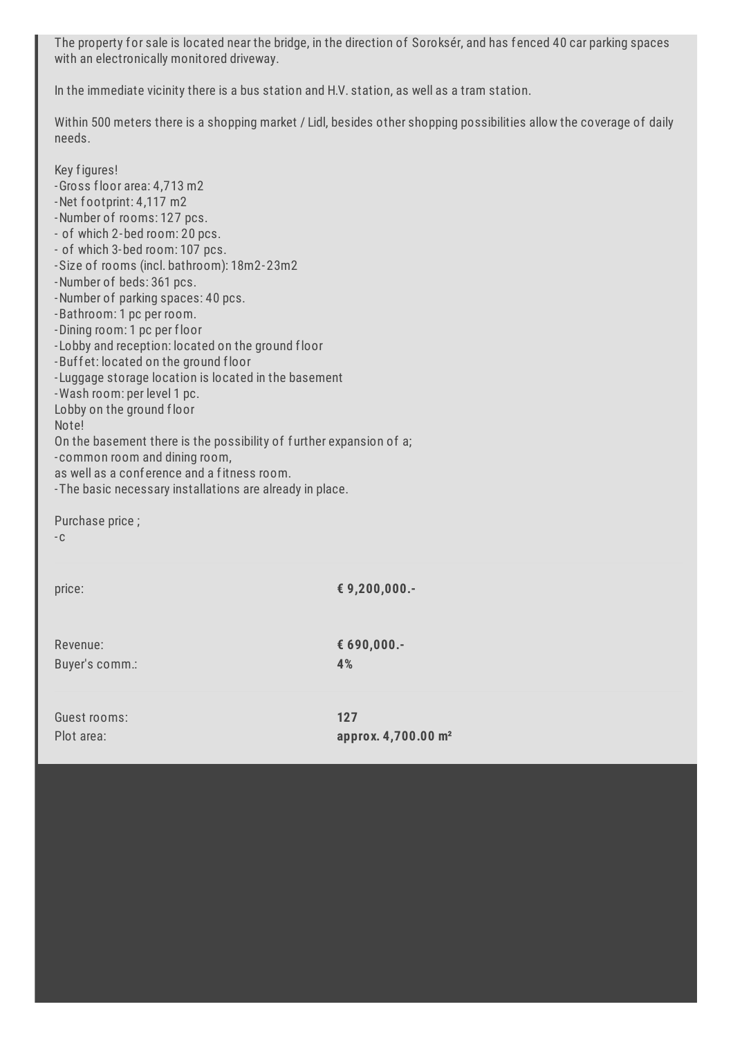The property for sale is located near the bridge, in the direction of Soroksér, and has fenced 40 car parking spaces with an electronically monitored driveway.

In the immediate vicinity there is a bus station and H.V. station, as well as a tram station.

Within 500 meters there is a shopping market / Lidl, besides other shopping possibilities allow the coverage of daily needs.

Key figures!
-Gross floor area: 4,713 m2
-Net footprint: 4,117 m2
-Number of rooms: 127 pcs.
- of which 2-bed room: 20 pcs.
- of which 3-bed room: 107 pcs.
-Size of rooms (incl. bathroom): 18m2-23m2
-Number of beds: 361 pcs.
-Number of parking spaces: 40 pcs.
-Bathroom: 1 pc per room.
-Dining room: 1 pc per floor
-Lobby and reception: located on the ground floor
-Buffet: located on the ground floor
-Luggage storage location is located in the basement
-Wash room: per level 1 pc.
Lobby on the ground floor
Note!
On the basement there is the possibility of further expansion of a;
-common room and dining room,
as well as a conference and a fitness room.
-The basic necessary installations are already in place.

Purchase price ;
-c

| | |
|---|---|
| price: | **€ 9,200,000.-** |
| Revenue: | **€ 690,000.-** |
| Buyer's comm.: | **4%** |
| Guest rooms: | **127** |
| Plot area: | **approx. 4,700.00 m²** |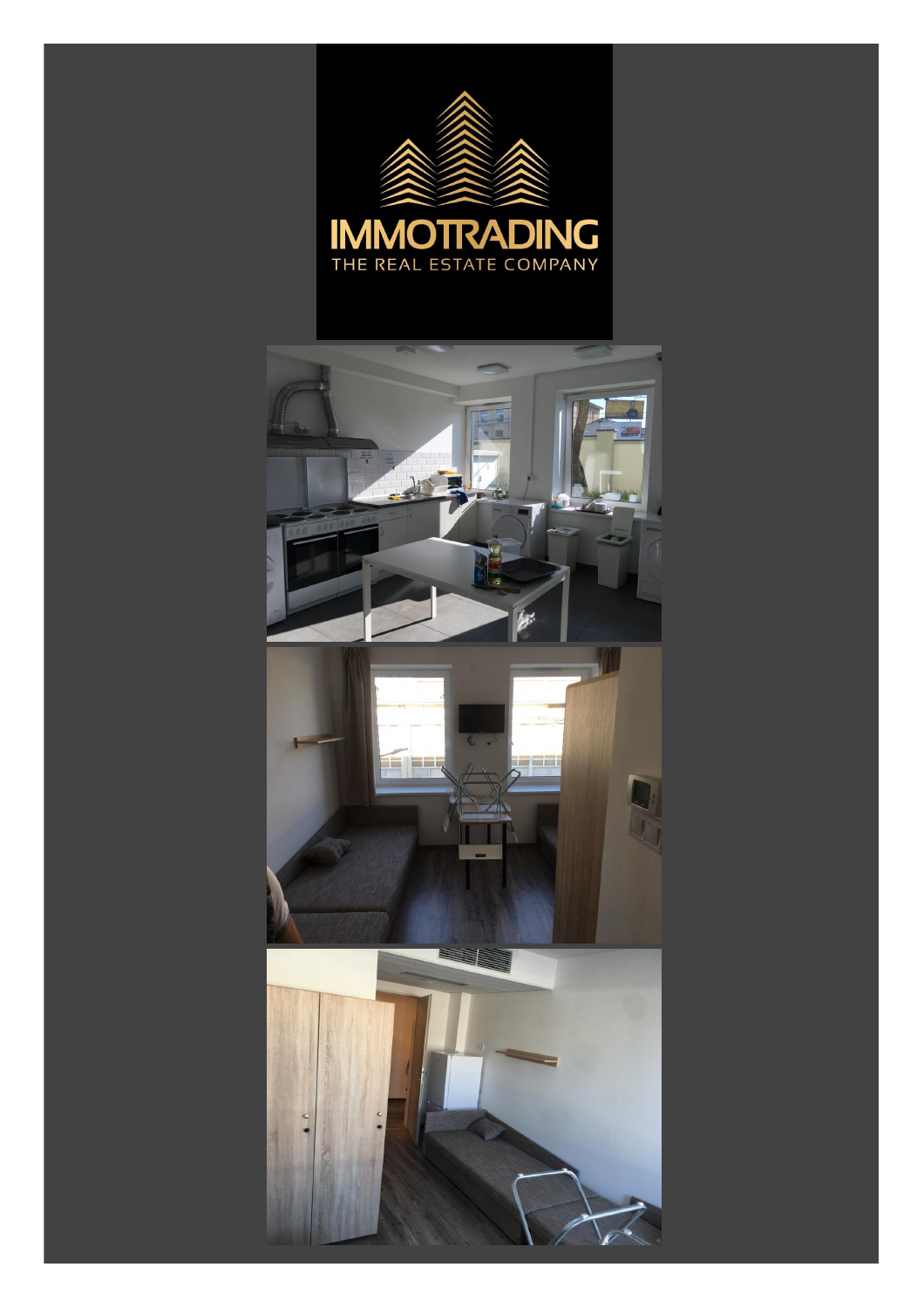IMMOTRADING

THE REAL ESTATE COMPANY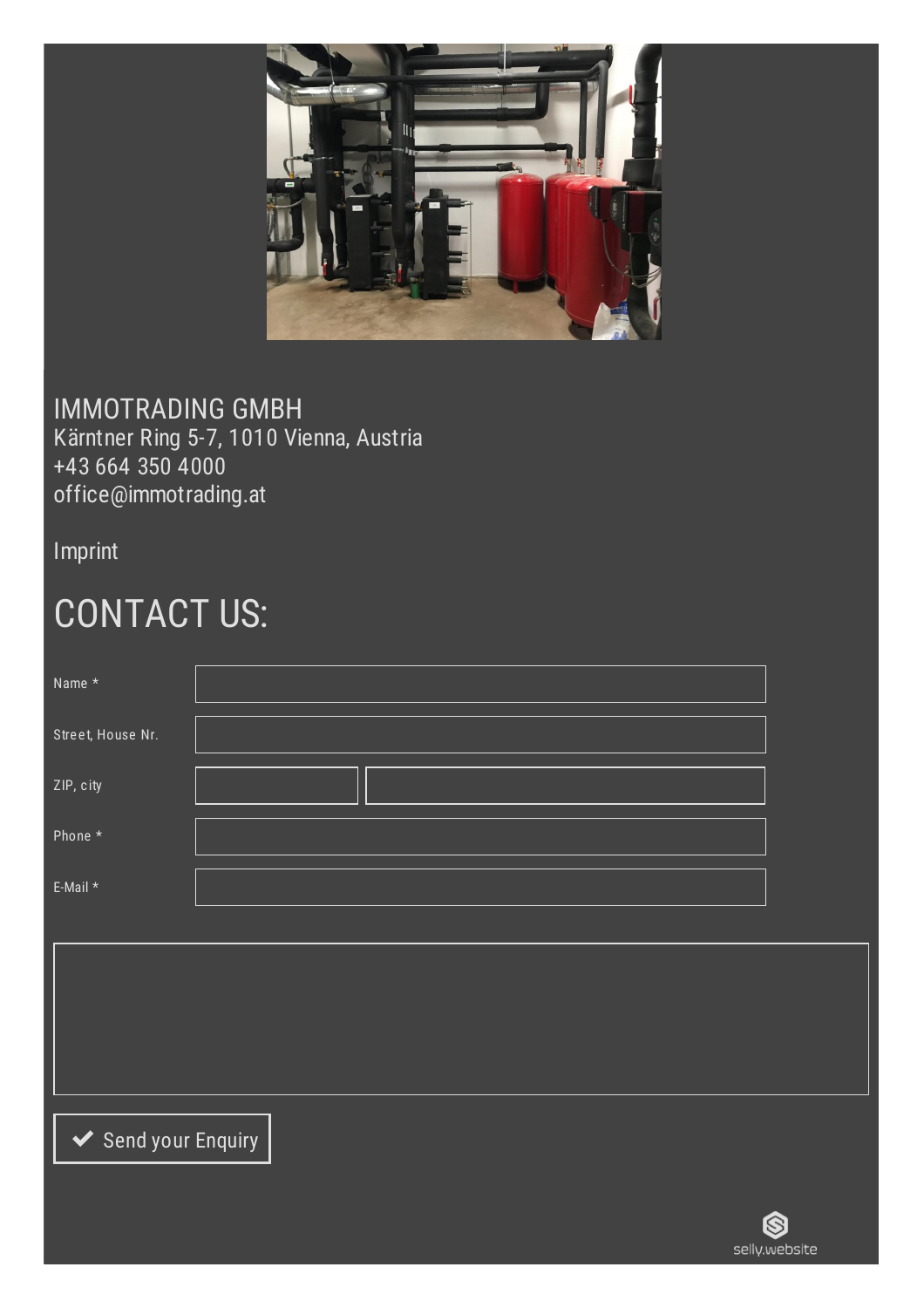IMMOTRADING GMBH
Kärntner Ring 5-7, 1010 Vienna, Austria
+43 664 350 4000
office@immotrading.at

Imprint

# CONTACT US:

Name *

Street, House Nr.

ZIP, city

Phone *

E-Mail *

Send your Enquiry

selly.website